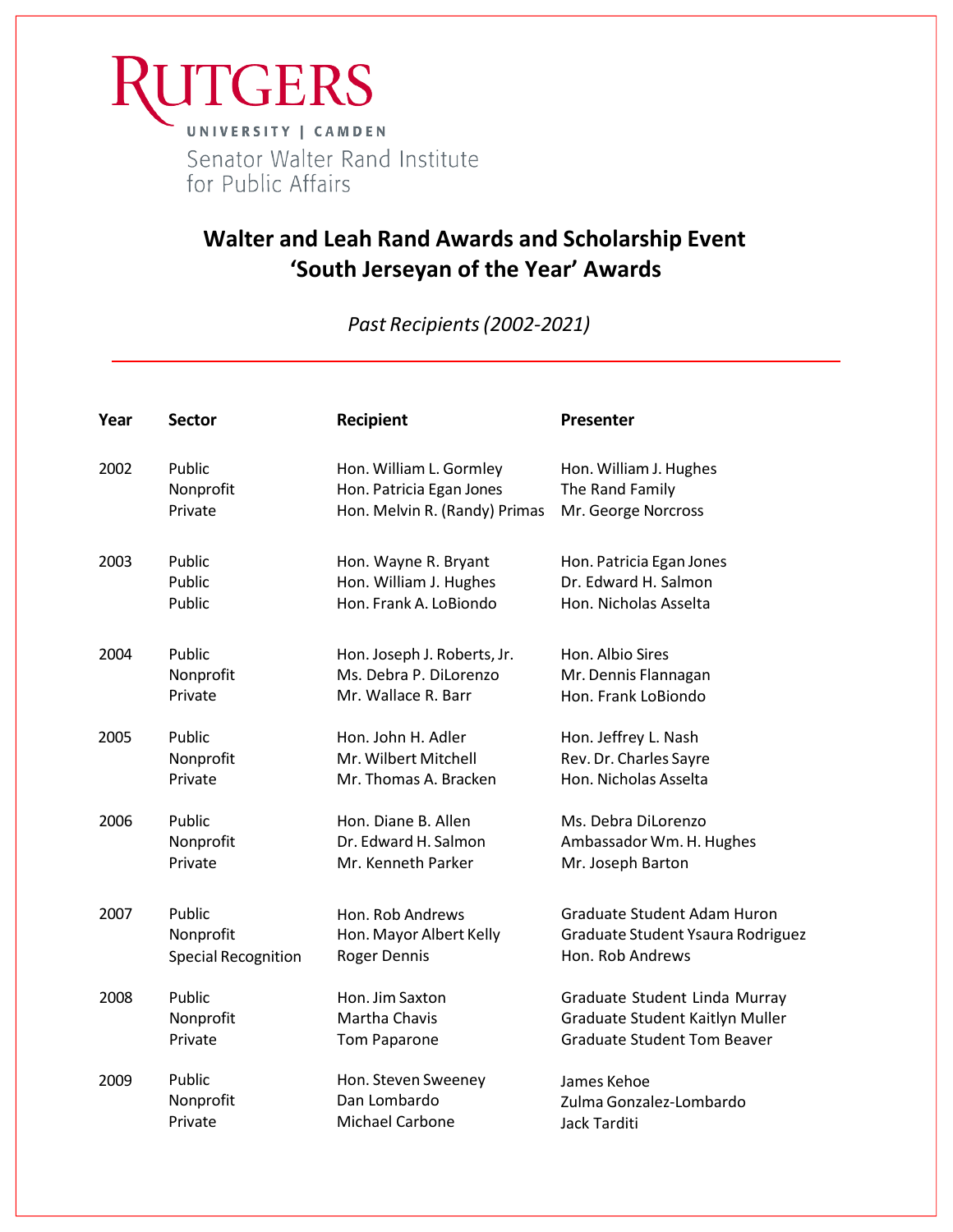RUTGERS

UNIVERSITY | CAMDEN

Senator Walter Rand Institute for Public Affairs

# Walter and Leah Rand Awards and Scholarship Event
# 'South Jerseyan of the Year' Awards

*Past Recipients (2002-2021)*

| Year | Sector | Recipient | Presenter |
|---|---|---|---|
| 2002 | Public | Hon. William L. Gormley | Hon. William J. Hughes |
| | Nonprofit | Hon. Patricia Egan Jones | The Rand Family |
| | Private | Hon. Melvin R. (Randy) Primas | Mr. George Norcross |
| 2003 | Public | Hon. Wayne R. Bryant | Hon. Patricia Egan Jones |
| | Public | Hon. William J. Hughes | Dr. Edward H. Salmon |
| | Public | Hon. Frank A. LoBiondo | Hon. Nicholas Asselta |
| 2004 | Public | Hon. Joseph J. Roberts, Jr. | Hon. Albio Sires |
| | Nonprofit | Ms. Debra P. DiLorenzo | Mr. Dennis Flannagan |
| | Private | Mr. Wallace R. Barr | Hon. Frank LoBiondo |
| 2005 | Public | Hon. John H. Adler | Hon. Jeffrey L. Nash |
| | Nonprofit | Mr. Wilbert Mitchell | Rev. Dr. Charles Sayre |
| | Private | Mr. Thomas A. Bracken | Hon. Nicholas Asselta |
| 2006 | Public | Hon. Diane B. Allen | Ms. Debra DiLorenzo |
| | Nonprofit | Dr. Edward H. Salmon | Ambassador Wm. H. Hughes |
| | Private | Mr. Kenneth Parker | Mr. Joseph Barton |
| 2007 | Public | Hon. Rob Andrews | Graduate Student Adam Huron |
| | Nonprofit | Hon. Mayor Albert Kelly | Graduate Student Ysaura Rodriguez |
| | Special Recognition | Roger Dennis | Hon. Rob Andrews |
| 2008 | Public | Hon. Jim Saxton | Graduate Student Linda Murray |
| | Nonprofit | Martha Chavis | Graduate Student Kaitlyn Muller |
| | Private | Tom Paparone | Graduate Student Tom Beaver |
| 2009 | Public | Hon. Steven Sweeney | James Kehoe |
| | Nonprofit | Dan Lombardo | Zulma Gonzalez-Lombardo |
| | Private | Michael Carbone | Jack Tarditi |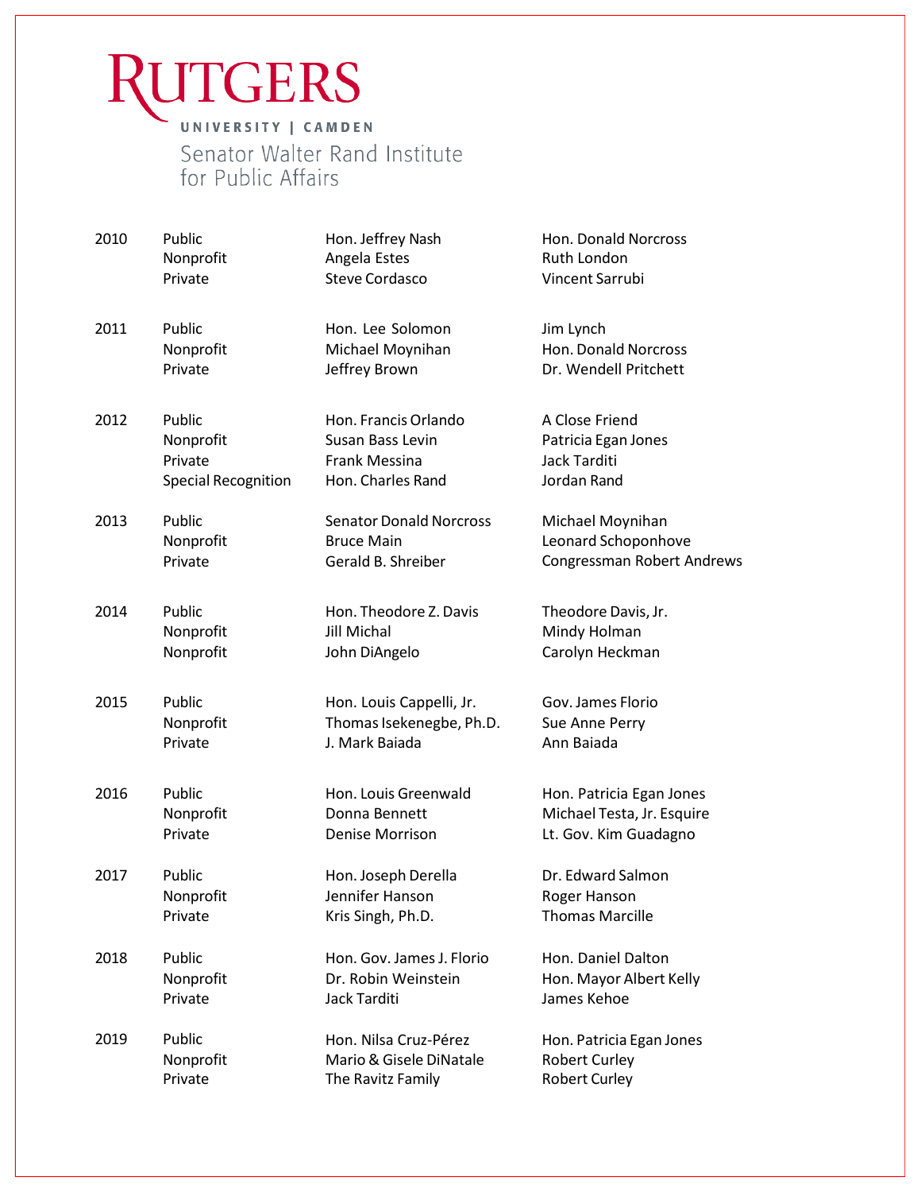RUTGERS

UNIVERSITY | CAMDEN

Senator Walter Rand Institute for Public Affairs

| | | | |
|---|---|---|---|
| 2010 | Public | Hon. Jeffrey Nash | Hon. Donald Norcross |
| | Nonprofit | Angela Estes | Ruth London |
| | Private | Steve Cordasco | Vincent Sarrubi |
| 2011 | Public | Hon. Lee Solomon | Jim Lynch |
| | Nonprofit | Michael Moynihan | Hon. Donald Norcross |
| | Private | Jeffrey Brown | Dr. Wendell Pritchett |
| 2012 | Public | Hon. Francis Orlando | A Close Friend |
| | Nonprofit | Susan Bass Levin | Patricia Egan Jones |
| | Private | Frank Messina | Jack Tarditi |
| | Special Recognition | Hon. Charles Rand | Jordan Rand |
| 2013 | Public | Senator Donald Norcross | Michael Moynihan |
| | Nonprofit | Bruce Main | Leonard Schoponhove |
| | Private | Gerald B. Shreiber | Congressman Robert Andrews |
| 2014 | Public | Hon. Theodore Z. Davis | Theodore Davis, Jr. |
| | Nonprofit | Jill Michal | Mindy Holman |
| | Nonprofit | John DiAngelo | Carolyn Heckman |
| 2015 | Public | Hon. Louis Cappelli, Jr. | Gov. James Florio |
| | Nonprofit | Thomas Isekenegbe, Ph.D. | Sue Anne Perry |
| | Private | J. Mark Baiada | Ann Baiada |
| 2016 | Public | Hon. Louis Greenwald | Hon. Patricia Egan Jones |
| | Nonprofit | Donna Bennett | Michael Testa, Jr. Esquire |
| | Private | Denise Morrison | Lt. Gov. Kim Guadagno |
| 2017 | Public | Hon. Joseph Derella | Dr. Edward Salmon |
| | Nonprofit | Jennifer Hanson | Roger Hanson |
| | Private | Kris Singh, Ph.D. | Thomas Marcille |
| 2018 | Public | Hon. Gov. James J. Florio | Hon. Daniel Dalton |
| | Nonprofit | Dr. Robin Weinstein | Hon. Mayor Albert Kelly |
| | Private | Jack Tarditi | James Kehoe |
| 2019 | Public | Hon. Nilsa Cruz-Pérez | Hon. Patricia Egan Jones |
| | Nonprofit | Mario & Gisele DiNatale | Robert Curley |
| | Private | The Ravitz Family | Robert Curley |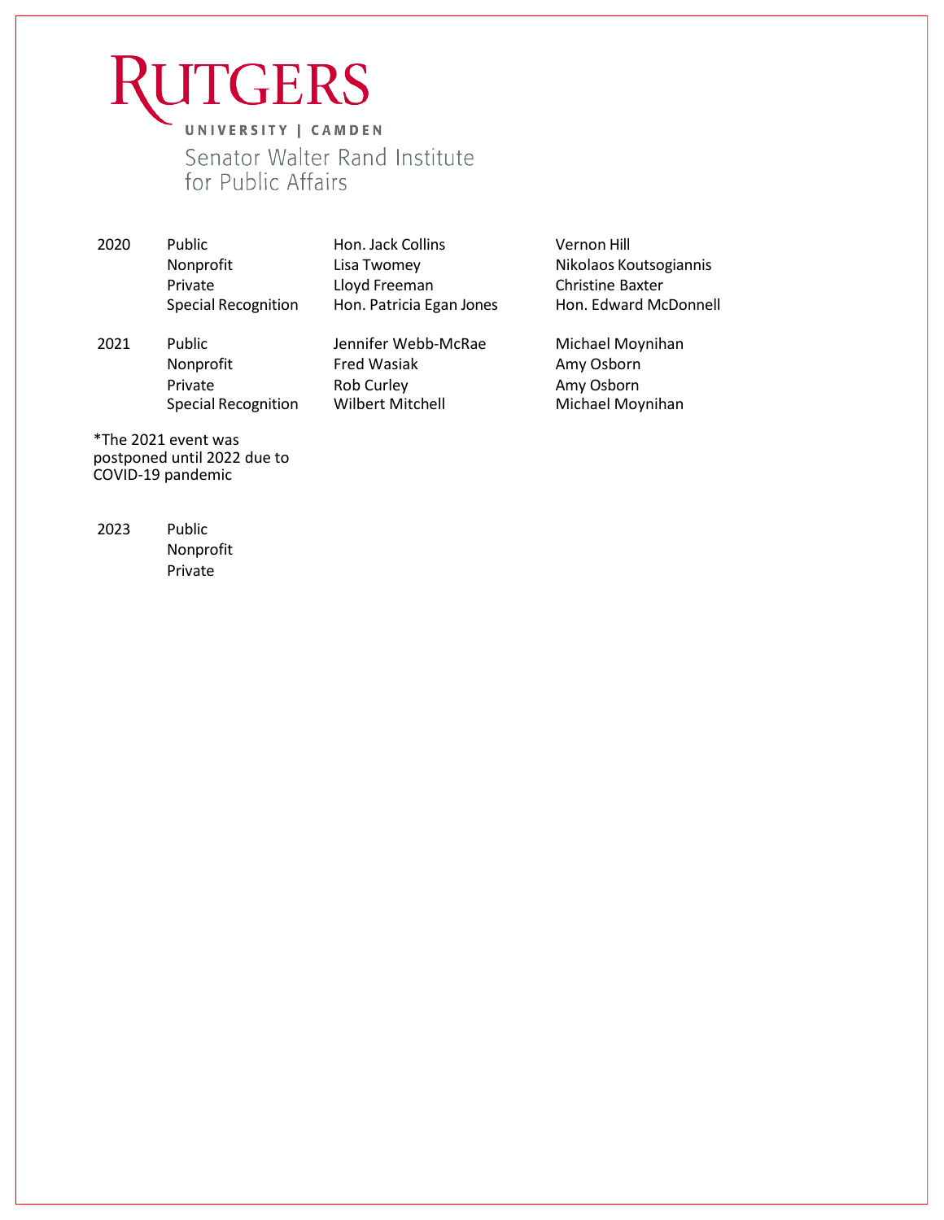# Rutgers University | Camden

## Senator Walter Rand Institute for Public Affairs

| | | | |
|---|---|---|---|
| 2020 | Public | Hon. Jack Collins | Vernon Hill |
| | Nonprofit | Lisa Twomey | Nikolaos Koutsogiannis |
| | Private | Lloyd Freeman | Christine Baxter |
| | Special Recognition | Hon. Patricia Egan Jones | Hon. Edward McDonnell |
| 2021 | Public | Jennifer Webb-McRae | Michael Moynihan |
| | Nonprofit | Fred Wasiak | Amy Osborn |
| | Private | Rob Curley | Amy Osborn |
| | Special Recognition | Wilbert Mitchell | Michael Moynihan |

*The 2021 event was postponed until 2022 due to COVID-19 pandemic

| | | | |
|---|---|---|---|
| 2023 | Public | | |
| | Nonprofit | | |
| | Private | | |